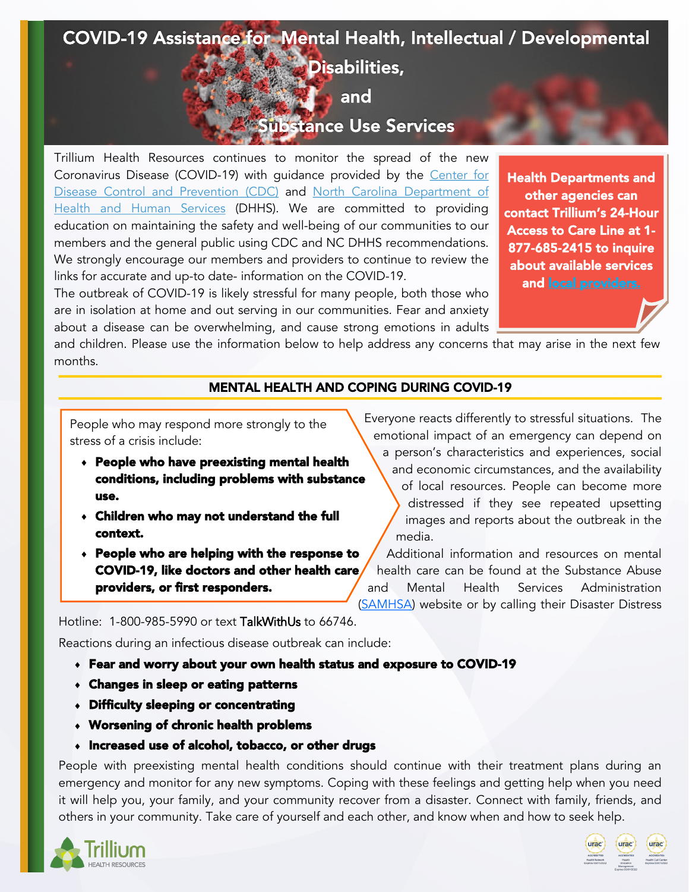# COVID-19 Assistance for Mental Health, Intellectual / Developmental Disabilities, and Substance Use Services

Trillium Health Resources continues to monitor the spread of the new Coronavirus Disease (COVID-19) with guidance provided by the Center for Disease Control and Prevention (CDC) and North Carolina Department of Health and Human Services (DHHS). We are committed to providing education on maintaining the safety and well-being of our communities to our members and the general public using CDC and NC DHHS recommendations. We strongly encourage our members and providers to continue to review the links for accurate and up-to date- information on the COVID-19.

**Health Departments and other agencies can contact Trillium's 24-Hour Access to Care Line at 1-877-685-2415 to inquire about available services and local providers.**

The outbreak of COVID-19 is likely stressful for many people, both those who are in isolation at home and out serving in our communities. Fear and anxiety about a disease can be overwhelming, and cause strong emotions in adults and children. Please use the information below to help address any concerns that may arise in the next few months.

## MENTAL HEALTH AND COPING DURING COVID-19

People who may respond more strongly to the stress of a crisis include:

- **People who have preexisting mental health conditions, including problems with substance use.**
- **Children who may not understand the full context.**
- **People who are helping with the response to COVID-19, like doctors and other health care providers, or first responders.**

Everyone reacts differently to stressful situations. The emotional impact of an emergency can depend on a person's characteristics and experiences, social and economic circumstances, and the availability of local resources. People can become more distressed if they see repeated upsetting images and reports about the outbreak in the media.

Additional information and resources on mental health care can be found at the Substance Abuse and Mental Health Services Administration (SAMHSA) website or by calling their Disaster Distress Hotline: 1-800-985-5990 or text TalkWithUs to 66746.

Reactions during an infectious disease outbreak can include:

- **Fear and worry about your own health status and exposure to COVID-19**
- **Changes in sleep or eating patterns**
- **Difficulty sleeping or concentrating**
- **Worsening of chronic health problems**
- **Increased use of alcohol, tobacco, or other drugs**

People with preexisting mental health conditions should continue with their treatment plans during an emergency and monitor for any new symptoms. Coping with these feelings and getting help when you need it will help you, your family, and your community recover from a disaster. Connect with family, friends, and others in your community. Take care of yourself and each other, and know when and how to seek help.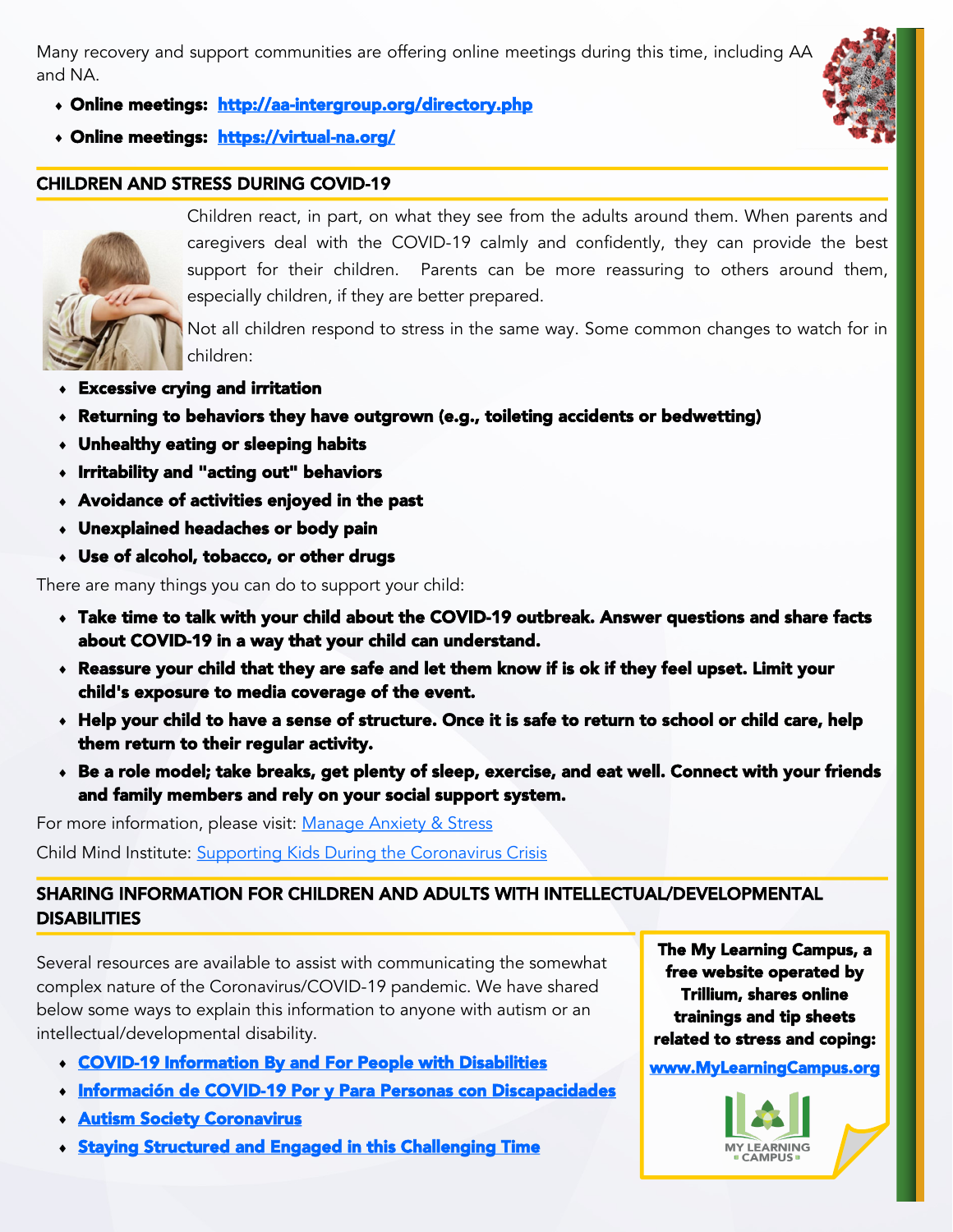Many recovery and support communities are offering online meetings during this time, including AA and NA.

- **Online meetings: http://aa-intergroup.org/directory.php**
- **Online meetings: https://virtual-na.org/**

## CHILDREN AND STRESS DURING COVID-19

Children react, in part, on what they see from the adults around them. When parents and caregivers deal with the COVID-19 calmly and confidently, they can provide the best support for their children. Parents can be more reassuring to others around them, especially children, if they are better prepared.

Not all children respond to stress in the same way. Some common changes to watch for in children:

- **Excessive crying and irritation**
- **Returning to behaviors they have outgrown (e.g., toileting accidents or bedwetting)**
- **Unhealthy eating or sleeping habits**
- **Irritability and "acting out" behaviors**
- **Avoidance of activities enjoyed in the past**
- **Unexplained headaches or body pain**
- **Use of alcohol, tobacco, or other drugs**

There are many things you can do to support your child:

- **Take time to talk with your child about the COVID-19 outbreak. Answer questions and share facts about COVID-19 in a way that your child can understand.**
- **Reassure your child that they are safe and let them know if is ok if they feel upset. Limit your child's exposure to media coverage of the event.**
- **Help your child to have a sense of structure. Once it is safe to return to school or child care, help them return to their regular activity.**
- **Be a role model; take breaks, get plenty of sleep, exercise, and eat well. Connect with your friends and family members and rely on your social support system.**

For more information, please visit: Manage Anxiety & Stress

Child Mind Institute: Supporting Kids During the Coronavirus Crisis

## SHARING INFORMATION FOR CHILDREN AND ADULTS WITH INTELLECTUAL/DEVELOPMENTAL DISABILITIES

Several resources are available to assist with communicating the somewhat complex nature of the Coronavirus/COVID-19 pandemic. We have shared below some ways to explain this information to anyone with autism or an intellectual/developmental disability.

- **COVID-19 Information By and For People with Disabilities**
- **Información de COVID-19 Por y Para Personas con Discapacidades**
- **Autism Society Coronavirus**
- **Staying Structured and Engaged in this Challenging Time**

**The My Learning Campus, a free website operated by Trillium, shares online trainings and tip sheets related to stress and coping:**

**www.MyLearningCampus.org**